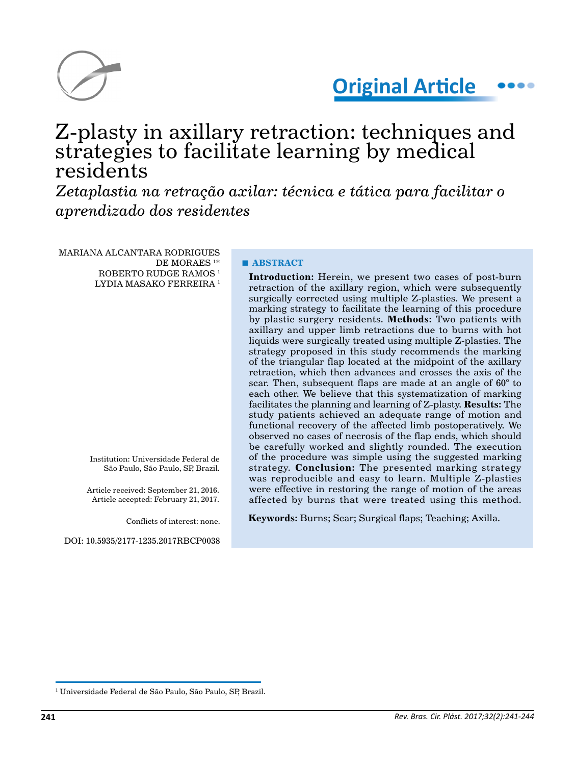Original Article

# Z-plasty in axillary retraction: techniques and strategies to facilitate learning by medical residents

*Zetaplastia na retração axilar: técnica e tática para facilitar o aprendizado dos residentes*

MARIANA ALCANTARA RODRIGUES DE MORAES [1]*
ROBERTO RUDGE RAMOS [1]
LYDIA MASAKO FERREIRA [1]

Institution: Universidade Federal de São Paulo, São Paulo, SP, Brazil.

Article received: September 21, 2016.
Article accepted: February 21, 2017.

Conflicts of interest: none.

DOI: 10.5935/2177-1235.2017RBCP0038

## ABSTRACT

**Introduction:** Herein, we present two cases of post-burn retraction of the axillary region, which were subsequently surgically corrected using multiple Z-plasties. We present a marking strategy to facilitate the learning of this procedure by plastic surgery residents. **Methods:** Two patients with axillary and upper limb retractions due to burns with hot liquids were surgically treated using multiple Z-plasties. The strategy proposed in this study recommends the marking of the triangular flap located at the midpoint of the axillary retraction, which then advances and crosses the axis of the scar. Then, subsequent flaps are made at an angle of 60° to each other. We believe that this systematization of marking facilitates the planning and learning of Z-plasty. **Results:** The study patients achieved an adequate range of motion and functional recovery of the affected limb postoperatively. We observed no cases of necrosis of the flap ends, which should be carefully worked and slightly rounded. The execution of the procedure was simple using the suggested marking strategy. **Conclusion:** The presented marking strategy was reproducible and easy to learn. Multiple Z-plasties were effective in restoring the range of motion of the areas affected by burns that were treated using this method.

**Keywords:** Burns; Scar; Surgical flaps; Teaching; Axilla.

[1] Universidade Federal de São Paulo, São Paulo, SP, Brazil.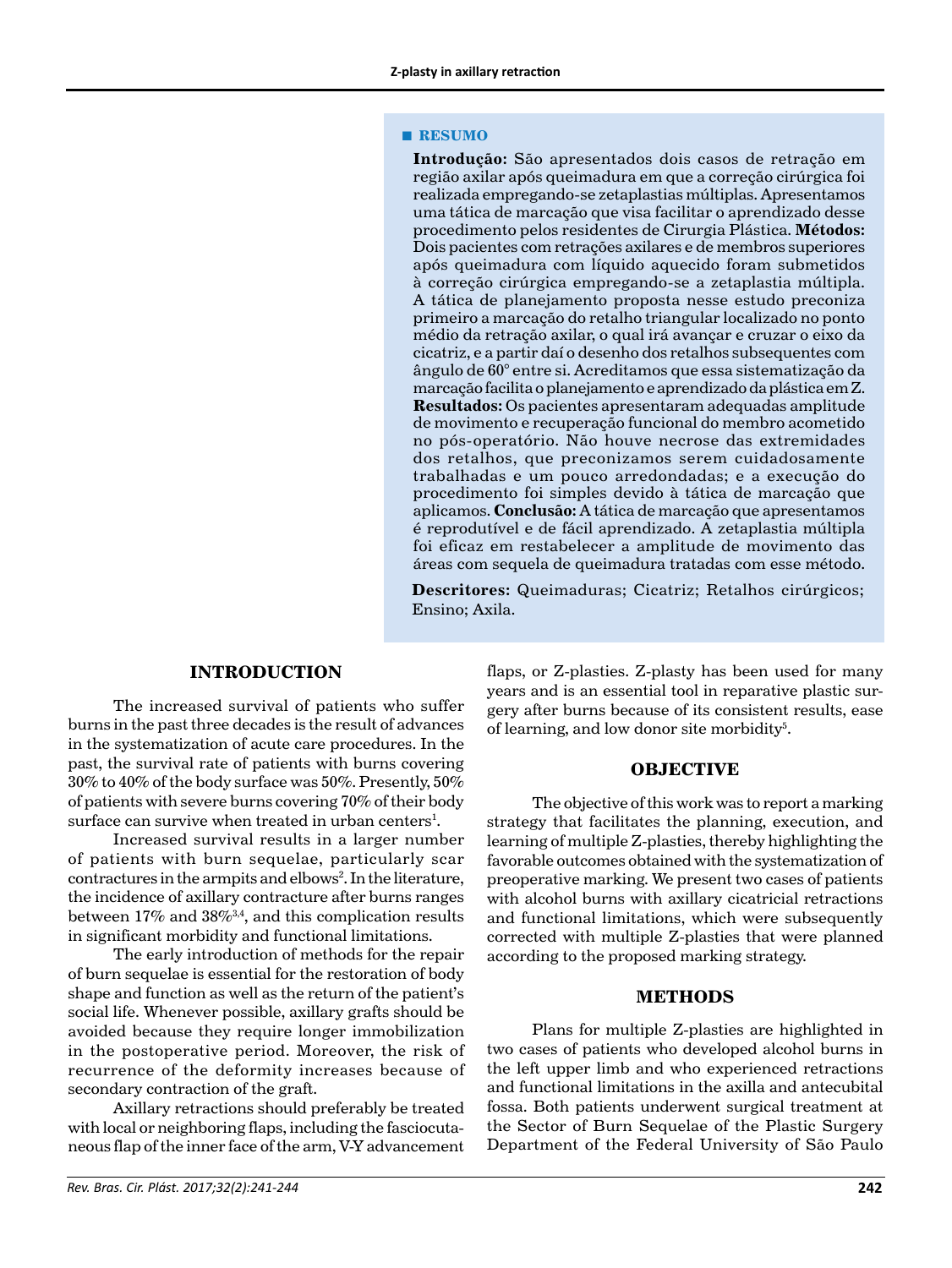■ **RESUMO**

**Introdução:** São apresentados dois casos de retração em região axilar após queimadura em que a correção cirúrgica foi realizada empregando-se zetaplastias múltiplas. Apresentamos uma tática de marcação que visa facilitar o aprendizado desse procedimento pelos residentes de Cirurgia Plástica. **Métodos:** Dois pacientes com retrações axilares e de membros superiores após queimadura com líquido aquecido foram submetidos à correção cirúrgica empregando-se a zetaplastia múltipla. A tática de planejamento proposta nesse estudo preconiza primeiro a marcação do retalho triangular localizado no ponto médio da retração axilar, o qual irá avançar e cruzar o eixo da cicatriz, e a partir daí o desenho dos retalhos subsequentes com ângulo de 60° entre si. Acreditamos que essa sistematização da marcação facilita o planejamento e aprendizado da plástica em Z. **Resultados:** Os pacientes apresentaram adequadas amplitude de movimento e recuperação funcional do membro acometido no pós-operatório. Não houve necrose das extremidades dos retalhos, que preconizamos serem cuidadosamente trabalhadas e um pouco arredondadas; e a execução do procedimento foi simples devido à tática de marcação que aplicamos. **Conclusão:** A tática de marcação que apresentamos é reprodutível e de fácil aprendizado. A zetaplastia múltipla foi eficaz em restabelecer a amplitude de movimento das áreas com sequela de queimadura tratadas com esse método.

**Descritores:** Queimaduras; Cicatriz; Retalhos cirúrgicos; Ensino; Axila.

## INTRODUCTION

The increased survival of patients who suffer burns in the past three decades is the result of advances in the systematization of acute care procedures. In the past, the survival rate of patients with burns covering 30% to 40% of the body surface was 50%. Presently, 50% of patients with severe burns covering 70% of their body surface can survive when treated in urban centers[1].

Increased survival results in a larger number of patients with burn sequelae, particularly scar contractures in the armpits and elbows[2]. In the literature, the incidence of axillary contracture after burns ranges between 17% and 38%[3,4], and this complication results in significant morbidity and functional limitations.

The early introduction of methods for the repair of burn sequelae is essential for the restoration of body shape and function as well as the return of the patient's social life. Whenever possible, axillary grafts should be avoided because they require longer immobilization in the postoperative period. Moreover, the risk of recurrence of the deformity increases because of secondary contraction of the graft.

Axillary retractions should preferably be treated with local or neighboring flaps, including the fasciocutaneous flap of the inner face of the arm, V-Y advancement flaps, or Z-plasties. Z-plasty has been used for many years and is an essential tool in reparative plastic surgery after burns because of its consistent results, ease of learning, and low donor site morbidity[5].

## OBJECTIVE

The objective of this work was to report a marking strategy that facilitates the planning, execution, and learning of multiple Z-plasties, thereby highlighting the favorable outcomes obtained with the systematization of preoperative marking. We present two cases of patients with alcohol burns with axillary cicatricial retractions and functional limitations, which were subsequently corrected with multiple Z-plasties that were planned according to the proposed marking strategy.

## METHODS

Plans for multiple Z-plasties are highlighted in two cases of patients who developed alcohol burns in the left upper limb and who experienced retractions and functional limitations in the axilla and antecubital fossa. Both patients underwent surgical treatment at the Sector of Burn Sequelae of the Plastic Surgery Department of the Federal University of São Paulo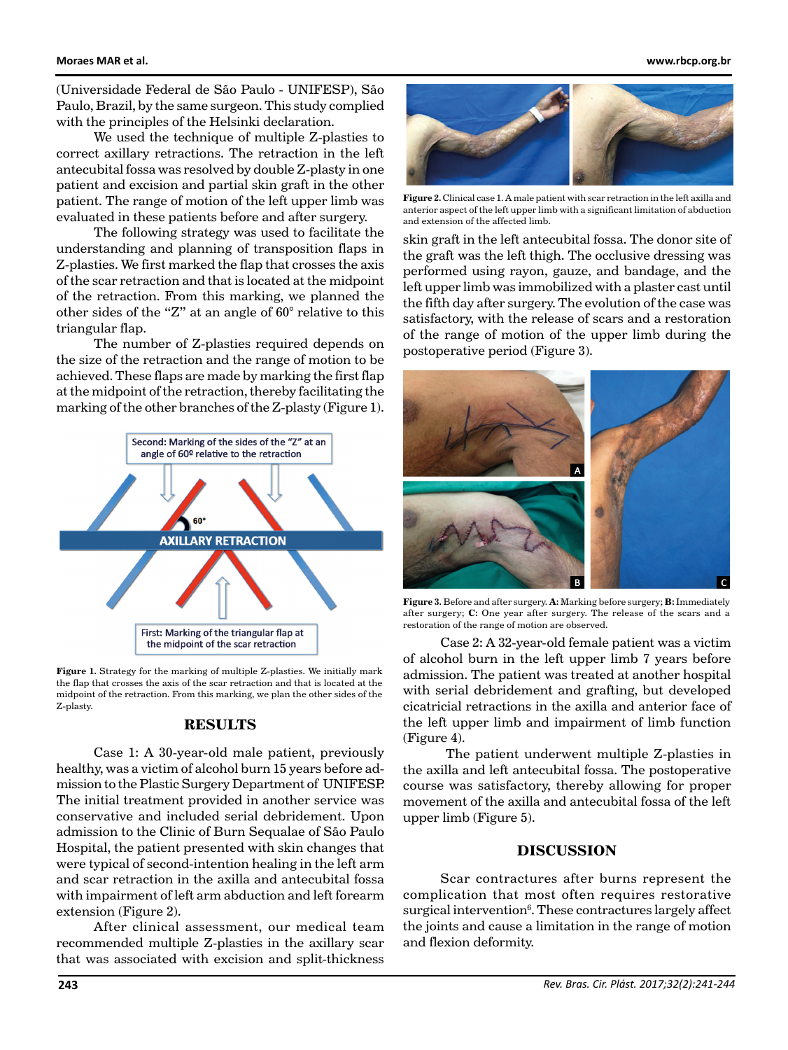(Universidade Federal de São Paulo - UNIFESP), São Paulo, Brazil, by the same surgeon. This study complied with the principles of the Helsinki declaration.

We used the technique of multiple Z-plasties to correct axillary retractions. The retraction in the left antecubital fossa was resolved by double Z-plasty in one patient and excision and partial skin graft in the other patient. The range of motion of the left upper limb was evaluated in these patients before and after surgery.

The following strategy was used to facilitate the understanding and planning of transposition flaps in Z-plasties. We first marked the flap that crosses the axis of the scar retraction and that is located at the midpoint of the retraction. From this marking, we planned the other sides of the "Z" at an angle of 60° relative to this triangular flap.

The number of Z-plasties required depends on the size of the retraction and the range of motion to be achieved. These flaps are made by marking the first flap at the midpoint of the retraction, thereby facilitating the marking of the other branches of the Z-plasty (Figure 1).

Second: Marking of the sides of the "Z" at an angle of 60º relative to the retraction

60°

AXILLARY RETRACTION

First: Marking of the triangular flap at the midpoint of the scar retraction

**Figure 1.** Strategy for the marking of multiple Z-plasties. We initially mark the flap that crosses the axis of the scar retraction and that is located at the midpoint of the retraction. From this marking, we plan the other sides of the Z-plasty.

## RESULTS

Case 1: A 30-year-old male patient, previously healthy, was a victim of alcohol burn 15 years before admission to the Plastic Surgery Department of UNIFESP. The initial treatment provided in another service was conservative and included serial debridement. Upon admission to the Clinic of Burn Sequalae of São Paulo Hospital, the patient presented with skin changes that were typical of second-intention healing in the left arm and scar retraction in the axilla and antecubital fossa with impairment of left arm abduction and left forearm extension (Figure 2).

After clinical assessment, our medical team recommended multiple Z-plasties in the axillary scar that was associated with excision and split-thickness skin graft in the left antecubital fossa. The donor site of the graft was the left thigh. The occlusive dressing was performed using rayon, gauze, and bandage, and the left upper limb was immobilized with a plaster cast until the fifth day after surgery. The evolution of the case was satisfactory, with the release of scars and a restoration of the range of motion of the upper limb during the postoperative period (Figure 3).

**Figure 2.** Clinical case 1. A male patient with scar retraction in the left axilla and anterior aspect of the left upper limb with a significant limitation of abduction and extension of the affected limb.

**Figure 3.** Before and after surgery. **A:** Marking before surgery; **B:** Immediately after surgery; **C:** One year after surgery. The release of the scars and a restoration of the range of motion are observed.

Case 2: A 32-year-old female patient was a victim of alcohol burn in the left upper limb 7 years before admission. The patient was treated at another hospital with serial debridement and grafting, but developed cicatricial retractions in the axilla and anterior face of the left upper limb and impairment of limb function (Figure 4).

The patient underwent multiple Z-plasties in the axilla and left antecubital fossa. The postoperative course was satisfactory, thereby allowing for proper movement of the axilla and antecubital fossa of the left upper limb (Figure 5).

## DISCUSSION

Scar contractures after burns represent the complication that most often requires restorative surgical intervention[6]. These contractures largely affect the joints and cause a limitation in the range of motion and flexion deformity.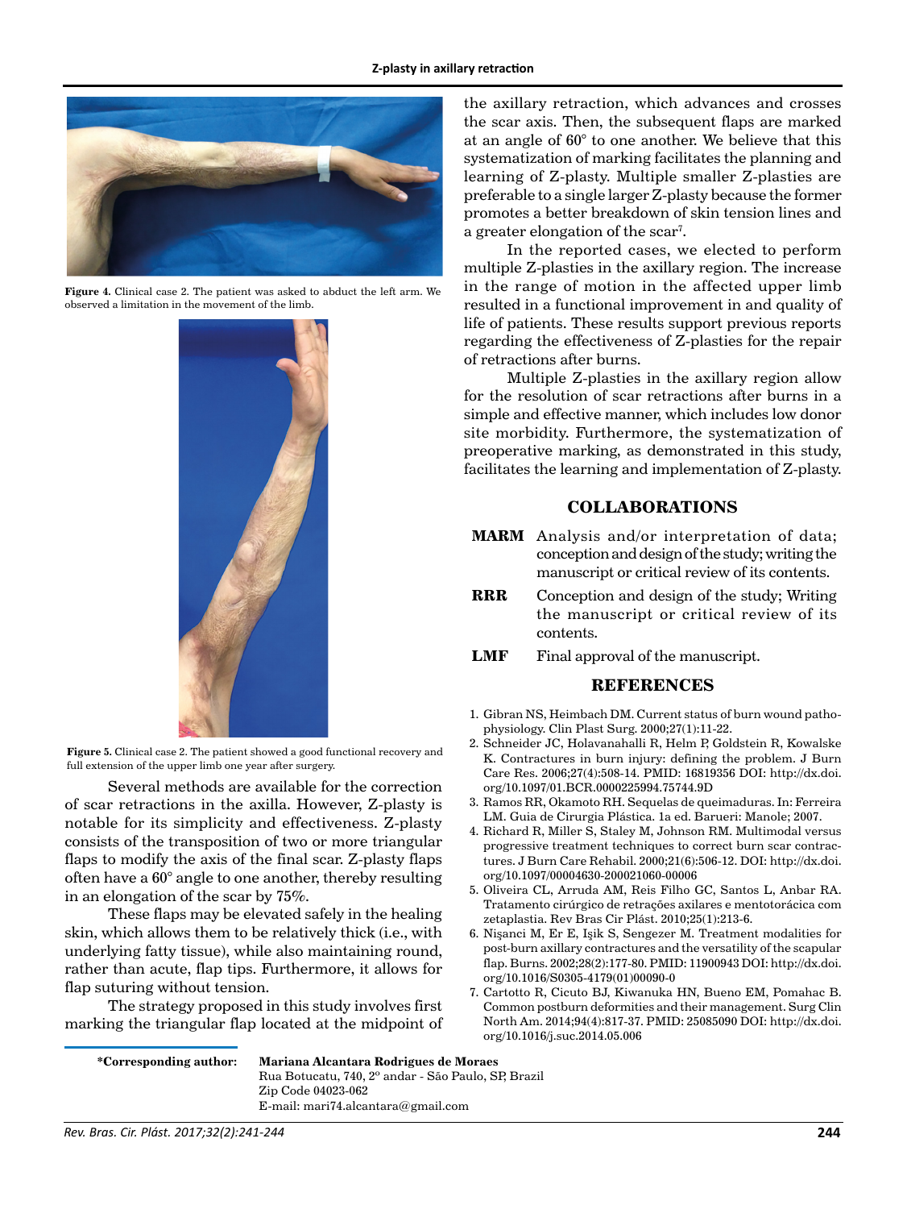Figure 4. Clinical case 2. The patient was asked to abduct the left arm. We observed a limitation in the movement of the limb.

Figure 5. Clinical case 2. The patient showed a good functional recovery and full extension of the upper limb one year after surgery.

Several methods are available for the correction of scar retractions in the axilla. However, Z-plasty is notable for its simplicity and effectiveness. Z-plasty consists of the transposition of two or more triangular flaps to modify the axis of the final scar. Z-plasty flaps often have a 60° angle to one another, thereby resulting in an elongation of the scar by 75%.

These flaps may be elevated safely in the healing skin, which allows them to be relatively thick (i.e., with underlying fatty tissue), while also maintaining round, rather than acute, flap tips. Furthermore, it allows for flap suturing without tension.

The strategy proposed in this study involves first marking the triangular flap located at the midpoint of the axillary retraction, which advances and crosses the scar axis. Then, the subsequent flaps are marked at an angle of 60° to one another. We believe that this systematization of marking facilitates the planning and learning of Z-plasty. Multiple smaller Z-plasties are preferable to a single larger Z-plasty because the former promotes a better breakdown of skin tension lines and a greater elongation of the scar[7].

In the reported cases, we elected to perform multiple Z-plasties in the axillary region. The increase in the range of motion in the affected upper limb resulted in a functional improvement in and quality of life of patients. These results support previous reports regarding the effectiveness of Z-plasties for the repair of retractions after burns.

Multiple Z-plasties in the axillary region allow for the resolution of scar retractions after burns in a simple and effective manner, which includes low donor site morbidity. Furthermore, the systematization of preoperative marking, as demonstrated in this study, facilitates the learning and implementation of Z-plasty.

## COLLABORATIONS

**MARM** Analysis and/or interpretation of data; conception and design of the study; writing the manuscript or critical review of its contents.

**RRR** Conception and design of the study; Writing the manuscript or critical review of its contents.

**LMF** Final approval of the manuscript.

## REFERENCES

1. Gibran NS, Heimbach DM. Current status of burn wound pathophysiology. Clin Plast Surg. 2000;27(1):11-22.
2. Schneider JC, Holavanahalli R, Helm P, Goldstein R, Kowalske K. Contractures in burn injury: defining the problem. J Burn Care Res. 2006;27(4):508-14. PMID: 16819356 DOI: http://dx.doi.org/10.1097/01.BCR.0000225994.75744.9D
3. Ramos RR, Okamoto RH. Sequelas de queimaduras. In: Ferreira LM. Guia de Cirurgia Plástica. 1a ed. Barueri: Manole; 2007.
4. Richard R, Miller S, Staley M, Johnson RM. Multimodal versus progressive treatment techniques to correct burn scar contractures. J Burn Care Rehabil. 2000;21(6):506-12. DOI: http://dx.doi.org/10.1097/00004630-200021060-00006
5. Oliveira CL, Arruda AM, Reis Filho GC, Santos L, Anbar RA. Tratamento cirúrgico de retrações axilares e mentotorácica com zetaplastia. Rev Bras Cir Plást. 2010;25(1):213-6.
6. Nişanci M, Er E, Işik S, Sengezer M. Treatment modalities for post-burn axillary contractures and the versatility of the scapular flap. Burns. 2002;28(2):177-80. PMID: 11900943 DOI: http://dx.doi.org/10.1016/S0305-4179(01)00090-0
7. Cartotto R, Cicuto BJ, Kiwanuka HN, Bueno EM, Pomahac B. Common postburn deformities and their management. Surg Clin North Am. 2014;94(4):817-37. PMID: 25085090 DOI: http://dx.doi.org/10.1016/j.suc.2014.05.006

**\*Corresponding author:** **Mariana Alcantara Rodrigues de Moraes**
Rua Botucatu, 740, 2º andar - São Paulo, SP, Brazil
Zip Code 04023-062
E-mail: mari74.alcantara@gmail.com